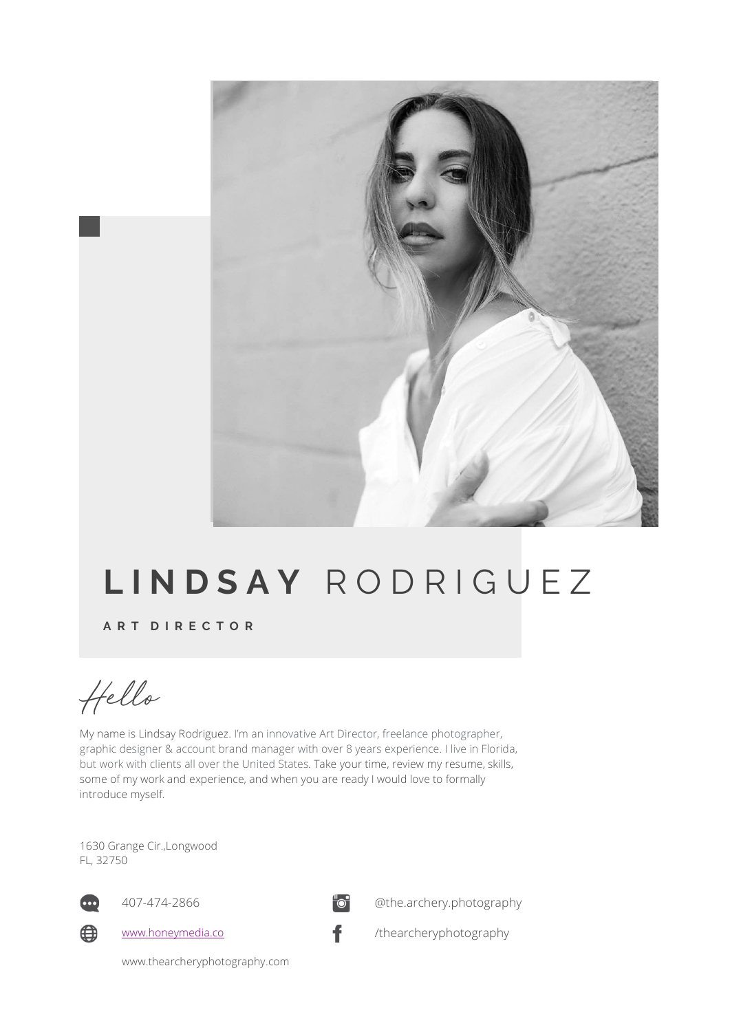# **LINDSAY** RODRIGUEZ

**ART DIRECTOR**

*Hello*

My name is Lindsay Rodriguez. I'm an innovative Art Director, freelance photographer, graphic designer & account brand manager with over 8 years experience. I live in Florida, but work with clients all over the United States. Take your time, review my resume, skills, some of my work and experience, and when you are ready I would love to formally introduce myself.

1630 Grange Cir.,Longwood
FL, 32750

407-474-2866

www.honeymedia.co

www.thearcheryphotography.com

@the.archery.photography

/thearcheryphotography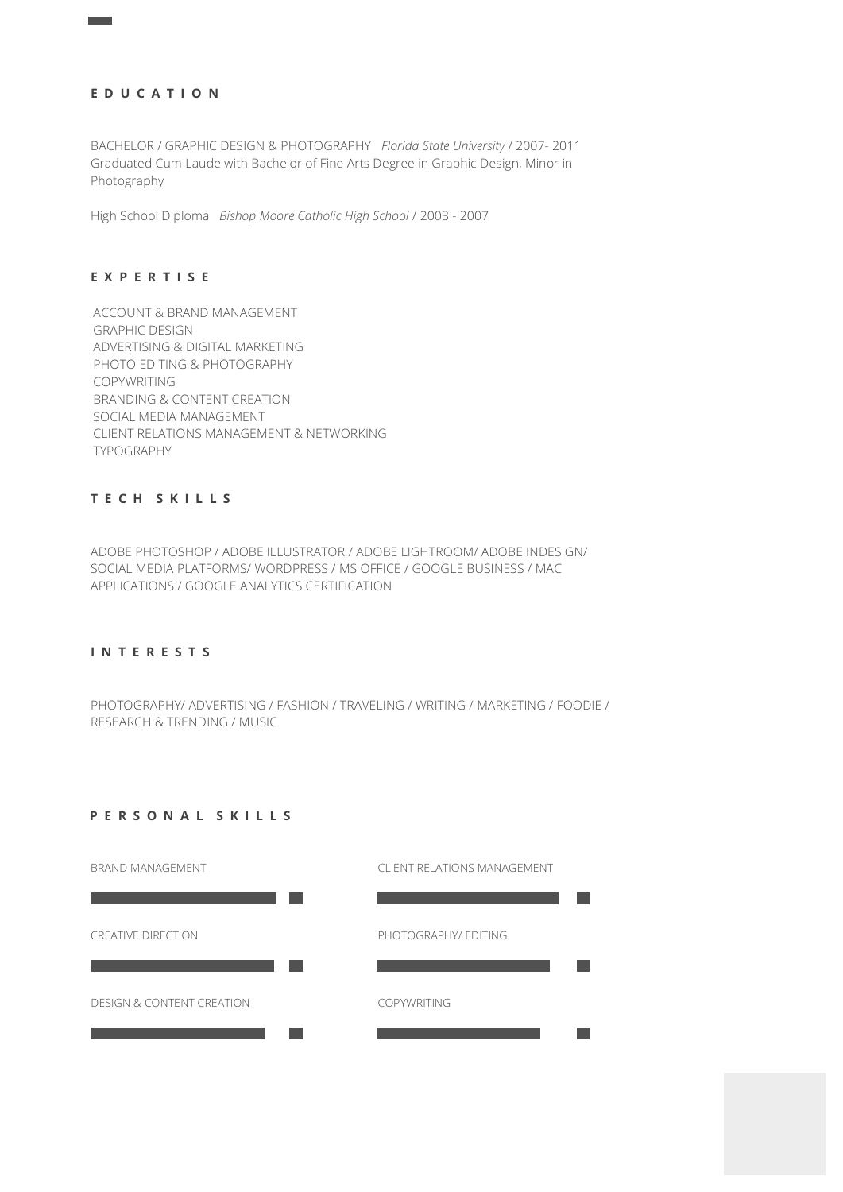## EDUCATION

BACHELOR / GRAPHIC DESIGN & PHOTOGRAPHY *Florida State University* / 2007- 2011
Graduated Cum Laude with Bachelor of Fine Arts Degree in Graphic Design, Minor in Photography

High School Diploma *Bishop Moore Catholic High School* / 2003 - 2007

## EXPERTISE

ACCOUNT & BRAND MANAGEMENT
GRAPHIC DESIGN
ADVERTISING & DIGITAL MARKETING
PHOTO EDITING & PHOTOGRAPHY
COPYWRITING
BRANDING & CONTENT CREATION
SOCIAL MEDIA MANAGEMENT
CLIENT RELATIONS MANAGEMENT & NETWORKING
TYPOGRAPHY

## TECH SKILLS

ADOBE PHOTOSHOP / ADOBE ILLUSTRATOR / ADOBE LIGHTROOM/ ADOBE INDESIGN/ SOCIAL MEDIA PLATFORMS/ WORDPRESS / MS OFFICE / GOOGLE BUSINESS / MAC APPLICATIONS / GOOGLE ANALYTICS CERTIFICATION

## INTERESTS

PHOTOGRAPHY/ ADVERTISING / FASHION / TRAVELING / WRITING / MARKETING / FOODIE / RESEARCH & TRENDING / MUSIC

## PERSONAL SKILLS

BRAND MANAGEMENT

CLIENT RELATIONS MANAGEMENT

CREATIVE DIRECTION

PHOTOGRAPHY/ EDITING

DESIGN & CONTENT CREATION

COPYWRITING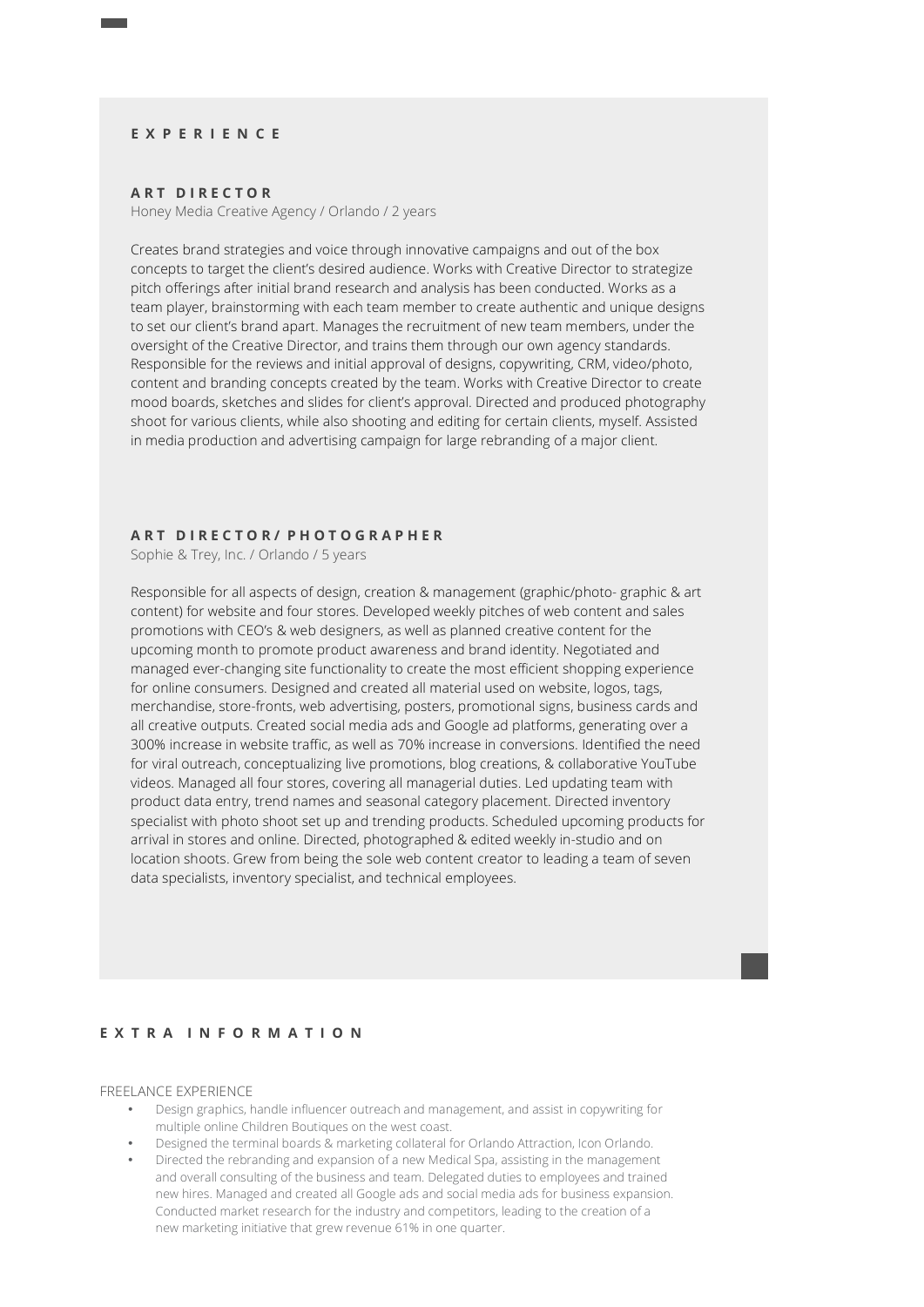## EXPERIENCE

### ART DIRECTOR

Honey Media Creative Agency / Orlando / 2 years

Creates brand strategies and voice through innovative campaigns and out of the box concepts to target the client's desired audience. Works with Creative Director to strategize pitch offerings after initial brand research and analysis has been conducted. Works as a team player, brainstorming with each team member to create authentic and unique designs to set our client's brand apart. Manages the recruitment of new team members, under the oversight of the Creative Director, and trains them through our own agency standards. Responsible for the reviews and initial approval of designs, copywriting, CRM, video/photo, content and branding concepts created by the team. Works with Creative Director to create mood boards, sketches and slides for client's approval. Directed and produced photography shoot for various clients, while also shooting and editing for certain clients, myself. Assisted in media production and advertising campaign for large rebranding of a major client.

### ART DIRECTOR/ PHOTOGRAPHER

Sophie & Trey, Inc. / Orlando / 5 years

Responsible for all aspects of design, creation & management (graphic/photo- graphic & art content) for website and four stores. Developed weekly pitches of web content and sales promotions with CEO's & web designers, as well as planned creative content for the upcoming month to promote product awareness and brand identity. Negotiated and managed ever-changing site functionality to create the most efficient shopping experience for online consumers. Designed and created all material used on website, logos, tags, merchandise, store-fronts, web advertising, posters, promotional signs, business cards and all creative outputs. Created social media ads and Google ad platforms, generating over a 300% increase in website traffic, as well as 70% increase in conversions. Identified the need for viral outreach, conceptualizing live promotions, blog creations, & collaborative YouTube videos. Managed all four stores, covering all managerial duties. Led updating team with product data entry, trend names and seasonal category placement. Directed inventory specialist with photo shoot set up and trending products. Scheduled upcoming products for arrival in stores and online. Directed, photographed & edited weekly in-studio and on location shoots. Grew from being the sole web content creator to leading a team of seven data specialists, inventory specialist, and technical employees.

## EXTRA INFORMATION

FREELANCE EXPERIENCE

- Design graphics, handle influencer outreach and management, and assist in copywriting for multiple online Children Boutiques on the west coast.
- Designed the terminal boards & marketing collateral for Orlando Attraction, Icon Orlando.
- Directed the rebranding and expansion of a new Medical Spa, assisting in the management and overall consulting of the business and team. Delegated duties to employees and trained new hires. Managed and created all Google ads and social media ads for business expansion. Conducted market research for the industry and competitors, leading to the creation of a new marketing initiative that grew revenue 61% in one quarter.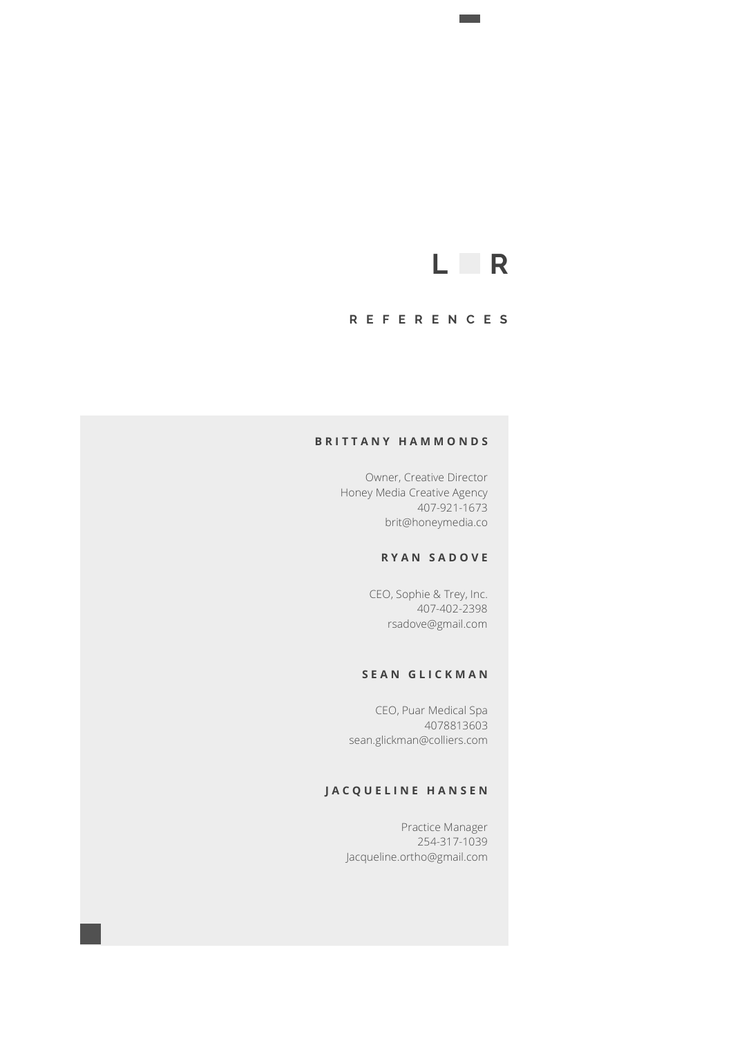**L R**

# REFERENCES

### BRITTANY HAMMONDS

Owner, Creative Director
Honey Media Creative Agency
407-921-1673
brit@honeymedia.co

### RYAN SADOVE

CEO, Sophie & Trey, Inc.
407-402-2398
rsadove@gmail.com

### SEAN GLICKMAN

CEO, Puar Medical Spa
4078813603
sean.glickman@colliers.com

### JACQUELINE HANSEN

Practice Manager
254-317-1039
Jacqueline.ortho@gmail.com